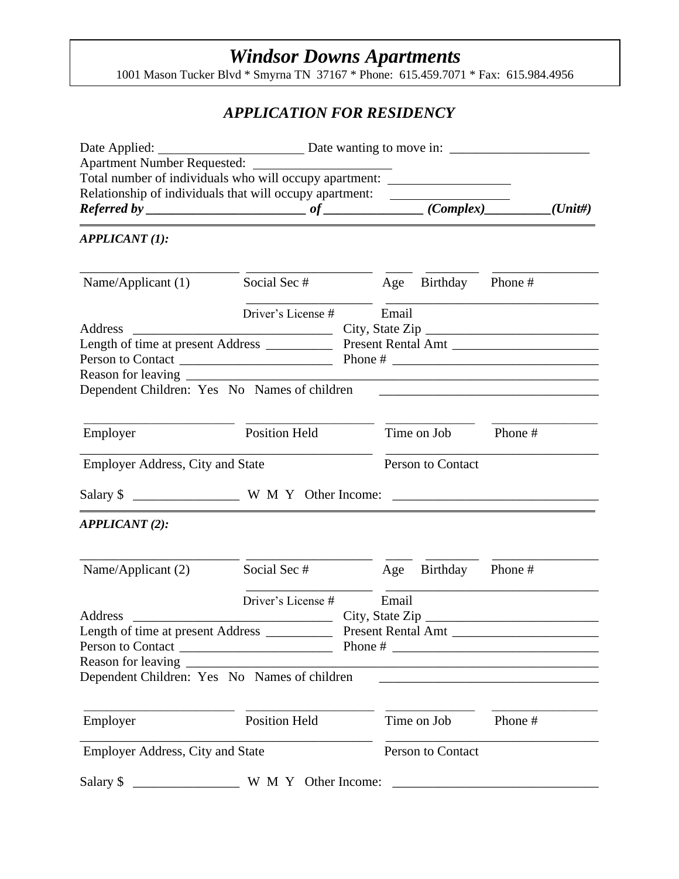# *Windsor Downs Apartments*

1001 Mason Tucker Blvd * Smyrna TN 37167 * Phone: 615.459.7071 * Fax: 615.984.4956

## *APPLICATION FOR RESIDENCY*

Date Applied: ______________________ Date wanting to move in: _____________________

Apartment Number Requested: ____________________

Total number of individuals who will occupy apartment: __________________

Relationship of individuals that will occupy apartment: __________________

***Referred by ________________________ of ______________ (Complex)__________(Unit#)***

---

***APPLICANT (1):***

________________________ ____________________ ____ ________ ________________

Name/Applicant (1) Social Sec # Age Birthday Phone #

____________________ ________________________________

Driver's License # Email

Address ______________________________ City, State Zip __________________________

Length of time at present Address __________ Present Rental Amt ______________________

Person to Contact _______________________ Phone # ______________________________

Reason for leaving ____________________________________________________________

Dependent Children: Yes No Names of children ________________________________

________________________ ____________________ ______________ ________________

Employer Position Held Time on Job Phone #

____________________________________________ ________________________________

Employer Address, City and State Person to Contact

Salary $ ________________ W M Y Other Income: ______________________________

---

***APPLICANT (2):***

________________________ ____________________ ____ ________ ________________

Name/Applicant (2) Social Sec # Age Birthday Phone #

____________________ ________________________________

Driver's License # Email

Address ______________________________ City, State Zip __________________________

Length of time at present Address __________ Present Rental Amt ______________________

Person to Contact _______________________ Phone # ______________________________

Reason for leaving ____________________________________________________________

Dependent Children: Yes No Names of children ________________________________

________________________ ____________________ ______________ ________________

Employer Position Held Time on Job Phone #

____________________________________________ ________________________________

Employer Address, City and State Person to Contact

Salary $ ________________ W M Y Other Income: ______________________________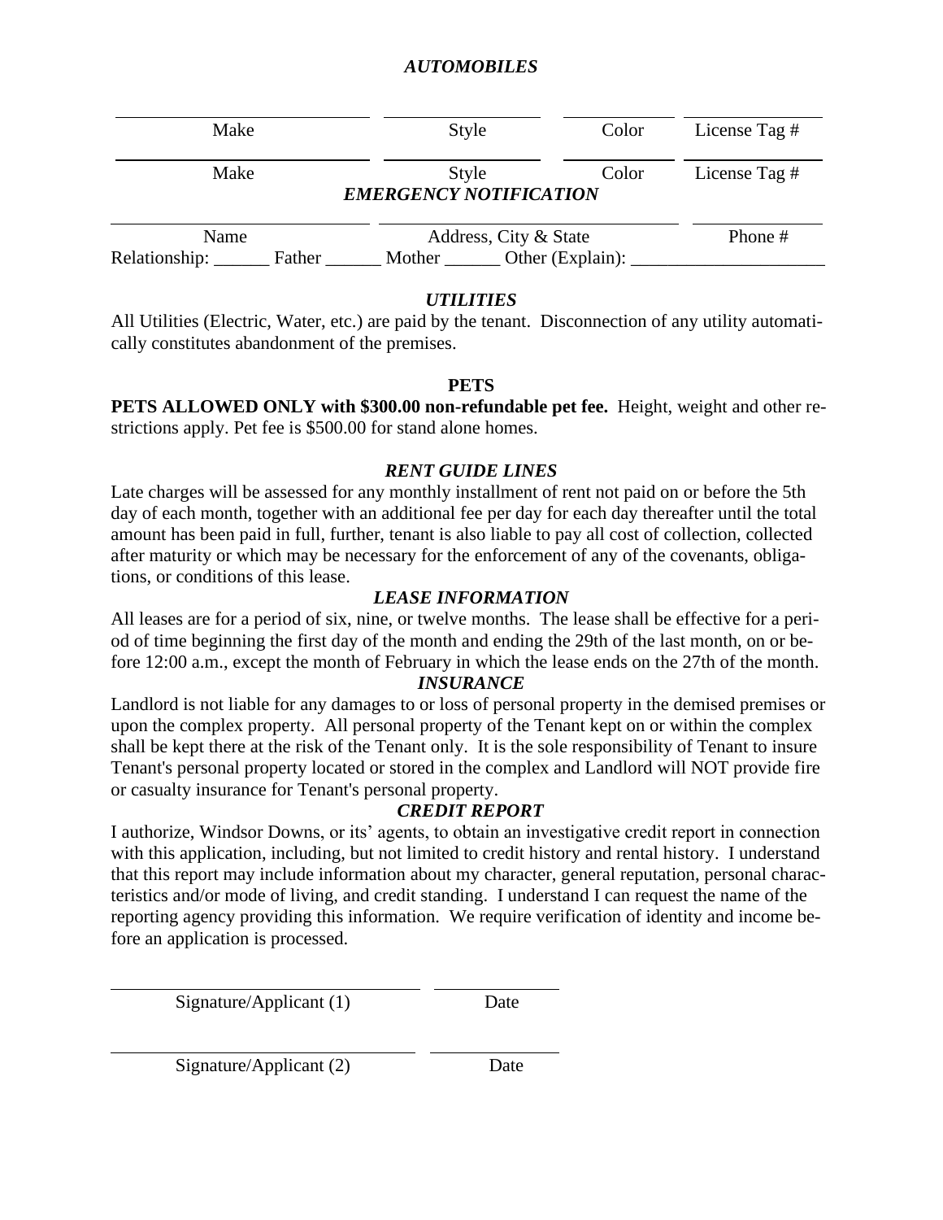### *AUTOMOBILES*

| | | | |
|---|---|---|---|
| Make | Style | Color | License Tag # |
| Make | Style | Color | License Tag # |

### *EMERGENCY NOTIFICATION*

| | | |
|---|---|---|
| Name | Address, City & State | Phone # |

Relationship: ______ Father ______ Mother ______ Other (Explain): ______________________

### *UTILITIES*

All Utilities (Electric, Water, etc.) are paid by the tenant. Disconnection of any utility automatically constitutes abandonment of the premises.

### PETS

**PETS ALLOWED ONLY with $300.00 non-refundable pet fee.** Height, weight and other restrictions apply. Pet fee is $500.00 for stand alone homes.

### *RENT GUIDE LINES*

Late charges will be assessed for any monthly installment of rent not paid on or before the 5th day of each month, together with an additional fee per day for each day thereafter until the total amount has been paid in full, further, tenant is also liable to pay all cost of collection, collected after maturity or which may be necessary for the enforcement of any of the covenants, obligations, or conditions of this lease.

### *LEASE INFORMATION*

All leases are for a period of six, nine, or twelve months. The lease shall be effective for a period of time beginning the first day of the month and ending the 29th of the last month, on or before 12:00 a.m., except the month of February in which the lease ends on the 27th of the month.

### *INSURANCE*

Landlord is not liable for any damages to or loss of personal property in the demised premises or upon the complex property. All personal property of the Tenant kept on or within the complex shall be kept there at the risk of the Tenant only. It is the sole responsibility of Tenant to insure Tenant's personal property located or stored in the complex and Landlord will NOT provide fire or casualty insurance for Tenant's personal property.

### *CREDIT REPORT*

I authorize, Windsor Downs, or its' agents, to obtain an investigative credit report in connection with this application, including, but not limited to credit history and rental history. I understand that this report may include information about my character, general reputation, personal characteristics and/or mode of living, and credit standing. I understand I can request the name of the reporting agency providing this information. We require verification of identity and income before an application is processed.

______________________________ ______________
Signature/Applicant (1) Date

______________________________ ______________
Signature/Applicant (2) Date